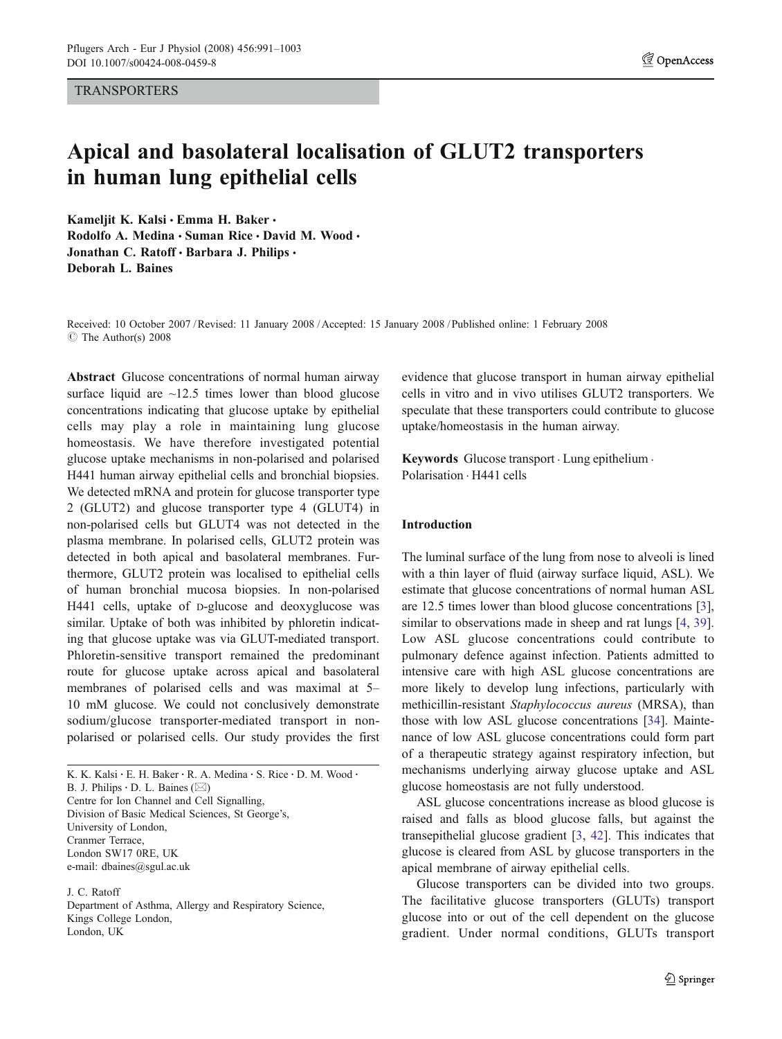TRANSPORTERS

# Apical and basolateral localisation of GLUT2 transporters in human lung epithelial cells

**Kameljit K. Kalsi · Emma H. Baker · Rodolfo A. Medina · Suman Rice · David M. Wood · Jonathan C. Ratoff · Barbara J. Philips · Deborah L. Baines**

Received: 10 October 2007 / Revised: 11 January 2008 / Accepted: 15 January 2008 / Published online: 1 February 2008
© The Author(s) 2008

**Abstract** Glucose concentrations of normal human airway surface liquid are ~12.5 times lower than blood glucose concentrations indicating that glucose uptake by epithelial cells may play a role in maintaining lung glucose homeostasis. We have therefore investigated potential glucose uptake mechanisms in non-polarised and polarised H441 human airway epithelial cells and bronchial biopsies. We detected mRNA and protein for glucose transporter type 2 (GLUT2) and glucose transporter type 4 (GLUT4) in non-polarised cells but GLUT4 was not detected in the plasma membrane. In polarised cells, GLUT2 protein was detected in both apical and basolateral membranes. Furthermore, GLUT2 protein was localised to epithelial cells of human bronchial mucosa biopsies. In non-polarised H441 cells, uptake of D-glucose and deoxyglucose was similar. Uptake of both was inhibited by phloretin indicating that glucose uptake was via GLUT-mediated transport. Phloretin-sensitive transport remained the predominant route for glucose uptake across apical and basolateral membranes of polarised cells and was maximal at 5–10 mM glucose. We could not conclusively demonstrate sodium/glucose transporter-mediated transport in non-polarised or polarised cells. Our study provides the first evidence that glucose transport in human airway epithelial cells in vitro and in vivo utilises GLUT2 transporters. We speculate that these transporters could contribute to glucose uptake/homeostasis in the human airway.

**Keywords** Glucose transport · Lung epithelium · Polarisation · H441 cells

K. K. Kalsi · E. H. Baker · R. A. Medina · S. Rice · D. M. Wood · B. J. Philips · D. L. Baines (✉)
Centre for Ion Channel and Cell Signalling,
Division of Basic Medical Sciences, St George's,
University of London,
Cranmer Terrace,
London SW17 0RE, UK
e-mail: dbaines@sgul.ac.uk

J. C. Ratoff
Department of Asthma, Allergy and Respiratory Science,
Kings College London,
London, UK

## Introduction

The luminal surface of the lung from nose to alveoli is lined with a thin layer of fluid (airway surface liquid, ASL). We estimate that glucose concentrations of normal human ASL are 12.5 times lower than blood glucose concentrations [3], similar to observations made in sheep and rat lungs [4, 39]. Low ASL glucose concentrations could contribute to pulmonary defence against infection. Patients admitted to intensive care with high ASL glucose concentrations are more likely to develop lung infections, particularly with methicillin-resistant *Staphylococcus aureus* (MRSA), than those with low ASL glucose concentrations [34]. Maintenance of low ASL glucose concentrations could form part of a therapeutic strategy against respiratory infection, but mechanisms underlying airway glucose uptake and ASL glucose homeostasis are not fully understood.

ASL glucose concentrations increase as blood glucose is raised and falls as blood glucose falls, but against the transepithelial glucose gradient [3, 42]. This indicates that glucose is cleared from ASL by glucose transporters in the apical membrane of airway epithelial cells.

Glucose transporters can be divided into two groups. The facilitative glucose transporters (GLUTs) transport glucose into or out of the cell dependent on the glucose gradient. Under normal conditions, GLUTs transport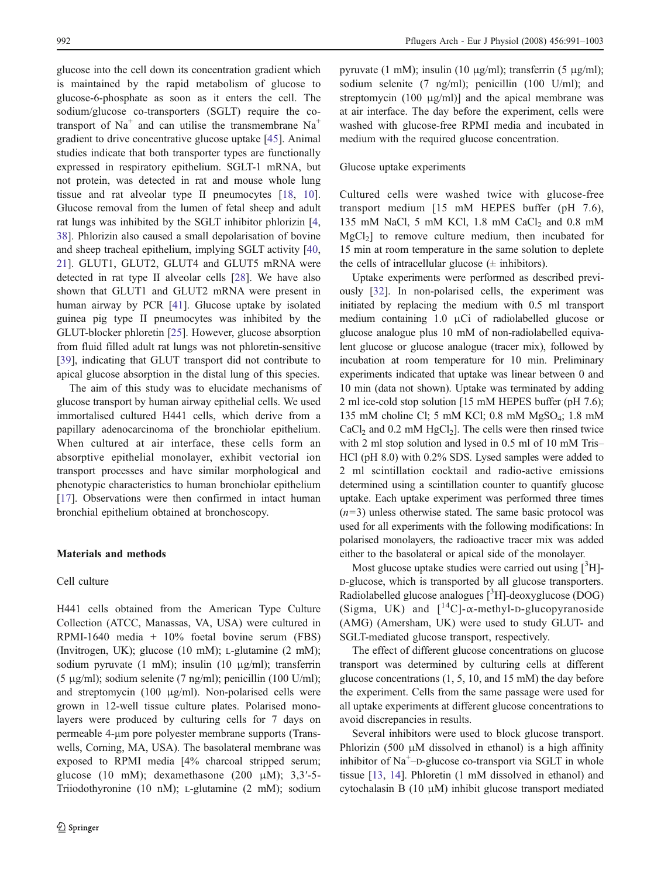glucose into the cell down its concentration gradient which is maintained by the rapid metabolism of glucose to glucose-6-phosphate as soon as it enters the cell. The sodium/glucose co-transporters (SGLT) require the co-transport of $Na^+$ and can utilise the transmembrane $Na^+$ gradient to drive concentrative glucose uptake [45]. Animal studies indicate that both transporter types are functionally expressed in respiratory epithelium. SGLT-1 mRNA, but not protein, was detected in rat and mouse whole lung tissue and rat alveolar type II pneumocytes [18, 10]. Glucose removal from the lumen of fetal sheep and adult rat lungs was inhibited by the SGLT inhibitor phlorizin [4, 38]. Phlorizin also caused a small depolarisation of bovine and sheep tracheal epithelium, implying SGLT activity [40, 21]. GLUT1, GLUT2, GLUT4 and GLUT5 mRNA were detected in rat type II alveolar cells [28]. We have also shown that GLUT1 and GLUT2 mRNA were present in human airway by PCR [41]. Glucose uptake by isolated guinea pig type II pneumocytes was inhibited by the GLUT-blocker phloretin [25]. However, glucose absorption from fluid filled adult rat lungs was not phloretin-sensitive [39], indicating that GLUT transport did not contribute to apical glucose absorption in the distal lung of this species.

The aim of this study was to elucidate mechanisms of glucose transport by human airway epithelial cells. We used immortalised cultured H441 cells, which derive from a papillary adenocarcinoma of the bronchiolar epithelium. When cultured at air interface, these cells form an absorptive epithelial monolayer, exhibit vectorial ion transport processes and have similar morphological and phenotypic characteristics to human bronchiolar epithelium [17]. Observations were then confirmed in intact human bronchial epithelium obtained at bronchoscopy.

## Materials and methods

### Cell culture

H441 cells obtained from the American Type Culture Collection (ATCC, Manassas, VA, USA) were cultured in RPMI-1640 media + 10% foetal bovine serum (FBS) (Invitrogen, UK); glucose (10 mM); L-glutamine (2 mM); sodium pyruvate (1 mM); insulin (10 μg/ml); transferrin (5 μg/ml); sodium selenite (7 ng/ml); penicillin (100 U/ml); and streptomycin (100 μg/ml). Non-polarised cells were grown in 12-well tissue culture plates. Polarised monolayers were produced by culturing cells for 7 days on permeable 4-μm pore polyester membrane supports (Transwells, Corning, MA, USA). The basolateral membrane was exposed to RPMI media [4% charcoal stripped serum; glucose (10 mM); dexamethasone (200 μM); 3,3′-5-Triiodothyronine (10 nM); L-glutamine (2 mM); sodium pyruvate (1 mM); insulin (10 μg/ml); transferrin (5 μg/ml); sodium selenite (7 ng/ml); penicillin (100 U/ml); and streptomycin (100 μg/ml)] and the apical membrane was at air interface. The day before the experiment, cells were washed with glucose-free RPMI media and incubated in medium with the required glucose concentration.

### Glucose uptake experiments

Cultured cells were washed twice with glucose-free transport medium [15 mM HEPES buffer (pH 7.6), 135 mM NaCl, 5 mM KCl, 1.8 mM $CaCl_2$ and 0.8 mM $MgCl_2$] to remove culture medium, then incubated for 15 min at room temperature in the same solution to deplete the cells of intracellular glucose (± inhibitors).

Uptake experiments were performed as described previously [32]. In non-polarised cells, the experiment was initiated by replacing the medium with 0.5 ml transport medium containing 1.0 μCi of radiolabelled glucose or glucose analogue plus 10 mM of non-radiolabelled equivalent glucose or glucose analogue (tracer mix), followed by incubation at room temperature for 10 min. Preliminary experiments indicated that uptake was linear between 0 and 10 min (data not shown). Uptake was terminated by adding 2 ml ice-cold stop solution [15 mM HEPES buffer (pH 7.6); 135 mM choline Cl; 5 mM KCl; 0.8 mM $MgSO_4$; 1.8 mM $CaCl_2$ and 0.2 mM $HgCl_2$]. The cells were then rinsed twice with 2 ml stop solution and lysed in 0.5 ml of 10 mM Tris–HCl (pH 8.0) with 0.2% SDS. Lysed samples were added to 2 ml scintillation cocktail and radio-active emissions determined using a scintillation counter to quantify glucose uptake. Each uptake experiment was performed three times ($n=3$) unless otherwise stated. The same basic protocol was used for all experiments with the following modifications: In polarised monolayers, the radioactive tracer mix was added either to the basolateral or apical side of the monolayer.

Most glucose uptake studies were carried out using [$^3$H]-D-glucose, which is transported by all glucose transporters. Radiolabelled glucose analogues [$^3$H]-deoxyglucose (DOG) (Sigma, UK) and [$^{14}$C]-α-methyl-D-glucopyranoside (AMG) (Amersham, UK) were used to study GLUT- and SGLT-mediated glucose transport, respectively.

The effect of different glucose concentrations on glucose transport was determined by culturing cells at different glucose concentrations (1, 5, 10, and 15 mM) the day before the experiment. Cells from the same passage were used for all uptake experiments at different glucose concentrations to avoid discrepancies in results.

Several inhibitors were used to block glucose transport. Phlorizin (500 μM dissolved in ethanol) is a high affinity inhibitor of $Na^+$–D-glucose co-transport via SGLT in whole tissue [13, 14]. Phloretin (1 mM dissolved in ethanol) and cytochalasin B (10 μM) inhibit glucose transport mediated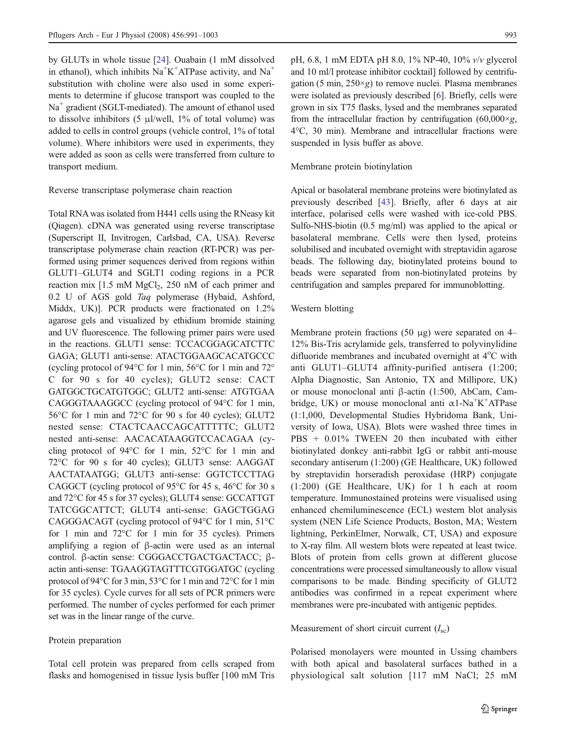by GLUTs in whole tissue [24]. Ouabain (1 mM dissolved in ethanol), which inhibits $Na^+K^+$ATPase activity, and $Na^+$ substitution with choline were also used in some experiments to determine if glucose transport was coupled to the $Na^+$ gradient (SGLT-mediated). The amount of ethanol used to dissolve inhibitors (5 μl/well, 1% of total volume) was added to cells in control groups (vehicle control, 1% of total volume). Where inhibitors were used in experiments, they were added as soon as cells were transferred from culture to transport medium.

Reverse transcriptase polymerase chain reaction

Total RNA was isolated from H441 cells using the RNeasy kit (Qiagen). cDNA was generated using reverse transcriptase (Superscript II, Invitrogen, Carlsbad, CA, USA). Reverse transcriptase polymerase chain reaction (RT-PCR) was performed using primer sequences derived from regions within GLUT1–GLUT4 and SGLT1 coding regions in a PCR reaction mix [1.5 mM $MgCl_2$, 250 nM of each primer and 0.2 U of AGS gold *Taq* polymerase (Hybaid, Ashford, Middx, UK)]. PCR products were fractionated on 1.2% agarose gels and visualized by ethidium bromide staining and UV fluorescence. The following primer pairs were used in the reactions. GLUT1 sense: TCCACGGAGCATCTTC GAGA; GLUT1 anti-sense: ATACTGGAAGCACATGCCC (cycling protocol of 94°C for 1 min, 56°C for 1 min and 72°C for 90 s for 40 cycles); GLUT2 sense: CACT GATGGCTGCATGTGGC; GLUT2 anti-sense: ATGTGAA CAGGGTAAAGGCC (cycling protocol of 94°C for 1 min, 56°C for 1 min and 72°C for 90 s for 40 cycles); GLUT2 nested sense: CTACTCAACCAGCATTTTTC; GLUT2 nested anti-sense: AACACATAAGGTCCACAGAA (cycling protocol of 94°C for 1 min, 52°C for 1 min and 72°C for 90 s for 40 cycles); GLUT3 sense: AAGGAT AACTATAATGG; GLUT3 anti-sense: GGTCTCCTTAG CAGGCT (cycling protocol of 95°C for 45 s, 46°C for 30 s and 72°C for 45 s for 37 cycles); GLUT4 sense: GCCATTGT TATCGGCATTCT; GLUT4 anti-sense: GAGCTGGAG CAGGGACAGT (cycling protocol of 94°C for 1 min, 51°C for 1 min and 72°C for 1 min for 35 cycles). Primers amplifying a region of β-actin were used as an internal control. β-actin sense: CGGGACCTGACTGACTACC; β-actin anti-sense: TGAAGGTAGTTTCGTGGATGC (cycling protocol of 94°C for 3 min, 53°C for 1 min and 72°C for 1 min for 35 cycles). Cycle curves for all sets of PCR primers were performed. The number of cycles performed for each primer set was in the linear range of the curve.

Protein preparation

Total cell protein was prepared from cells scraped from flasks and homogenised in tissue lysis buffer [100 mM Tris pH, 6.8, 1 mM EDTA pH 8.0, 1% NP-40, 10% *v*/*v* glycerol and 10 ml/l protease inhibitor cocktail] followed by centrifugation (5 min, 250×*g*) to remove nuclei. Plasma membranes were isolated as previously described [6]. Briefly, cells were grown in six T75 flasks, lysed and the membranes separated from the intracellular fraction by centrifugation (60,000×*g*, 4°C, 30 min). Membrane and intracellular fractions were suspended in lysis buffer as above.

Membrane protein biotinylation

Apical or basolateral membrane proteins were biotinylated as previously described [43]. Briefly, after 6 days at air interface, polarised cells were washed with ice-cold PBS. Sulfo-NHS-biotin (0.5 mg/ml) was applied to the apical or basolateral membrane. Cells were then lysed, proteins solubilised and incubated overnight with streptavidin agarose beads. The following day, biotinylated proteins bound to beads were separated from non-biotinylated proteins by centrifugation and samples prepared for immunoblotting.

Western blotting

Membrane protein fractions (50 μg) were separated on 4–12% Bis-Tris acrylamide gels, transferred to polyvinylidine difluoride membranes and incubated overnight at 4°C with anti GLUT1–GLUT4 affinity-purified antisera (1:200; Alpha Diagnostic, San Antonio, TX and Millipore, UK) or mouse monoclonal anti β-actin (1:500, AbCam, Cambridge, UK) or mouse monoclonal anti α1-$Na^+K^+$ATPase (1:1,000, Developmental Studies Hybridoma Bank, University of Iowa, USA). Blots were washed three times in PBS + 0.01% TWEEN 20 then incubated with either biotinylated donkey anti-rabbit IgG or rabbit anti-mouse secondary antiserum (1:200) (GE Healthcare, UK) followed by streptavidin horseradish peroxidase (HRP) conjugate (1:200) (GE Healthcare, UK) for 1 h each at room temperature. Immunostained proteins were visualised using enhanced chemiluminescence (ECL) western blot analysis system (NEN Life Science Products, Boston, MA; Western lightning, PerkinElmer, Norwalk, CT, USA) and exposure to X-ray film. All western blots were repeated at least twice. Blots of protein from cells grown at different glucose concentrations were processed simultaneously to allow visual comparisons to be made. Binding specificity of GLUT2 antibodies was confirmed in a repeat experiment where membranes were pre-incubated with antigenic peptides.

Measurement of short circuit current ($I_{sc}$)

Polarised monolayers were mounted in Ussing chambers with both apical and basolateral surfaces bathed in a physiological salt solution [117 mM NaCl; 25 mM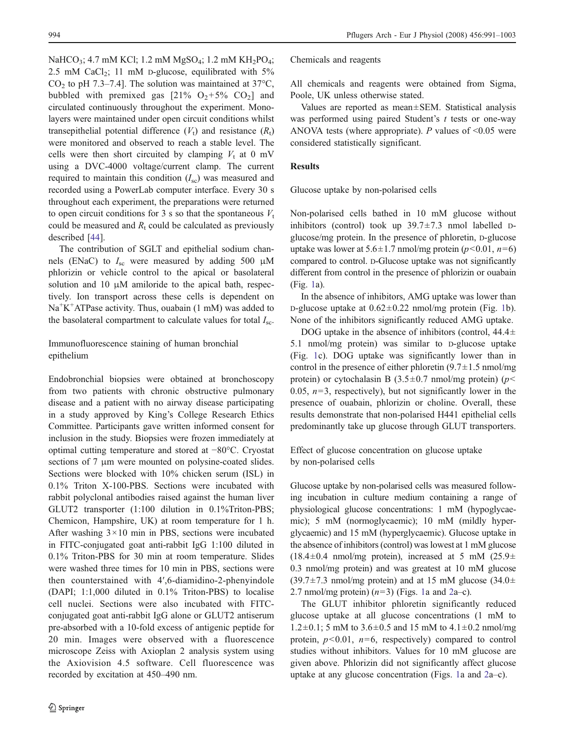$NaHCO_3$; 4.7 mM KCl; 1.2 mM $MgSO_4$; 1.2 mM $KH_2PO_4$; 2.5 mM $CaCl_2$; 11 mM D-glucose, equilibrated with 5% $CO_2$ to pH 7.3–7.4]. The solution was maintained at 37°C, bubbled with premixed gas [21% $O_2$+5% $CO_2$] and circulated continuously throughout the experiment. Monolayers were maintained under open circuit conditions whilst transepithelial potential difference ($V_t$) and resistance ($R_t$) were monitored and observed to reach a stable level. The cells were then short circuited by clamping $V_t$ at 0 mV using a DVC-4000 voltage/current clamp. The current required to maintain this condition ($I_{sc}$) was measured and recorded using a PowerLab computer interface. Every 30 s throughout each experiment, the preparations were returned to open circuit conditions for 3 s so that the spontaneous $V_t$ could be measured and $R_t$ could be calculated as previously described [44].

The contribution of SGLT and epithelial sodium channels (ENaC) to $I_{sc}$ were measured by adding 500 μM phlorizin or vehicle control to the apical or basolateral solution and 10 μM amiloride to the apical bath, respectively. Ion transport across these cells is dependent on $Na^+K^+$ATPase activity. Thus, ouabain (1 mM) was added to the basolateral compartment to calculate values for total $I_{sc}$.

### Immunofluorescence staining of human bronchial epithelium

Endobronchial biopsies were obtained at bronchoscopy from two patients with chronic obstructive pulmonary disease and a patient with no airway disease participating in a study approved by King's College Research Ethics Committee. Participants gave written informed consent for inclusion in the study. Biopsies were frozen immediately at optimal cutting temperature and stored at −80°C. Cryostat sections of 7 μm were mounted on polysine-coated slides. Sections were blocked with 10% chicken serum (ISL) in 0.1% Triton X-100-PBS. Sections were incubated with rabbit polyclonal antibodies raised against the human liver GLUT2 transporter (1:100 dilution in 0.1%Triton-PBS; Chemicon, Hampshire, UK) at room temperature for 1 h. After washing 3×10 min in PBS, sections were incubated in FITC-conjugated goat anti-rabbit IgG 1:100 diluted in 0.1% Triton-PBS for 30 min at room temperature. Slides were washed three times for 10 min in PBS, sections were then counterstained with 4′,6-diamidino-2-phenyindole (DAPI; 1:1,000 diluted in 0.1% Triton-PBS) to localise cell nuclei. Sections were also incubated with FITC-conjugated goat anti-rabbit IgG alone or GLUT2 antiserum pre-absorbed with a 10-fold excess of antigenic peptide for 20 min. Images were observed with a fluorescence microscope Zeiss with Axioplan 2 analysis system using the Axiovision 4.5 software. Cell fluorescence was recorded by excitation at 450–490 nm.

### Chemicals and reagents

All chemicals and reagents were obtained from Sigma, Poole, UK unless otherwise stated.

Values are reported as mean±SEM. Statistical analysis was performed using paired Student's *t* tests or one-way ANOVA tests (where appropriate). *P* values of <0.05 were considered statistically significant.

## Results

### Glucose uptake by non-polarised cells

Non-polarised cells bathed in 10 mM glucose without inhibitors (control) took up 39.7±7.3 nmol labelled D-glucose/mg protein. In the presence of phloretin, D-glucose uptake was lower at 5.6±1.7 nmol/mg protein ($p<0.01$, $n=6$) compared to control. D-Glucose uptake was not significantly different from control in the presence of phlorizin or ouabain (Fig. 1a).

In the absence of inhibitors, AMG uptake was lower than D-glucose uptake at 0.62±0.22 nmol/mg protein (Fig. 1b). None of the inhibitors significantly reduced AMG uptake.

DOG uptake in the absence of inhibitors (control, 44.4±5.1 nmol/mg protein) was similar to D-glucose uptake (Fig. 1c). DOG uptake was significantly lower than in control in the presence of either phloretin (9.7±1.5 nmol/mg protein) or cytochalasin B (3.5±0.7 nmol/mg protein) ($p<0.05$, $n=3$, respectively), but not significantly lower in the presence of ouabain, phlorizin or choline. Overall, these results demonstrate that non-polarised H441 epithelial cells predominantly take up glucose through GLUT transporters.

### Effect of glucose concentration on glucose uptake by non-polarised cells

Glucose uptake by non-polarised cells was measured following incubation in culture medium containing a range of physiological glucose concentrations: 1 mM (hypoglycaemic); 5 mM (normoglycaemic); 10 mM (mildly hyperglycaemic) and 15 mM (hyperglycaemic). Glucose uptake in the absence of inhibitors (control) was lowest at 1 mM glucose (18.4±0.4 nmol/mg protein), increased at 5 mM (25.9±0.3 nmol/mg protein) and was greatest at 10 mM glucose (39.7±7.3 nmol/mg protein) and at 15 mM glucose (34.0±2.7 nmol/mg protein) ($n=3$) (Figs. 1a and 2a–c).

The GLUT inhibitor phloretin significantly reduced glucose uptake at all glucose concentrations (1 mM to 1.2±0.1; 5 mM to 3.6±0.5 and 15 mM to 4.1±0.2 nmol/mg protein, $p<0.01$, $n=6$, respectively) compared to control studies without inhibitors. Values for 10 mM glucose are given above. Phlorizin did not significantly affect glucose uptake at any glucose concentration (Figs. 1a and 2a–c).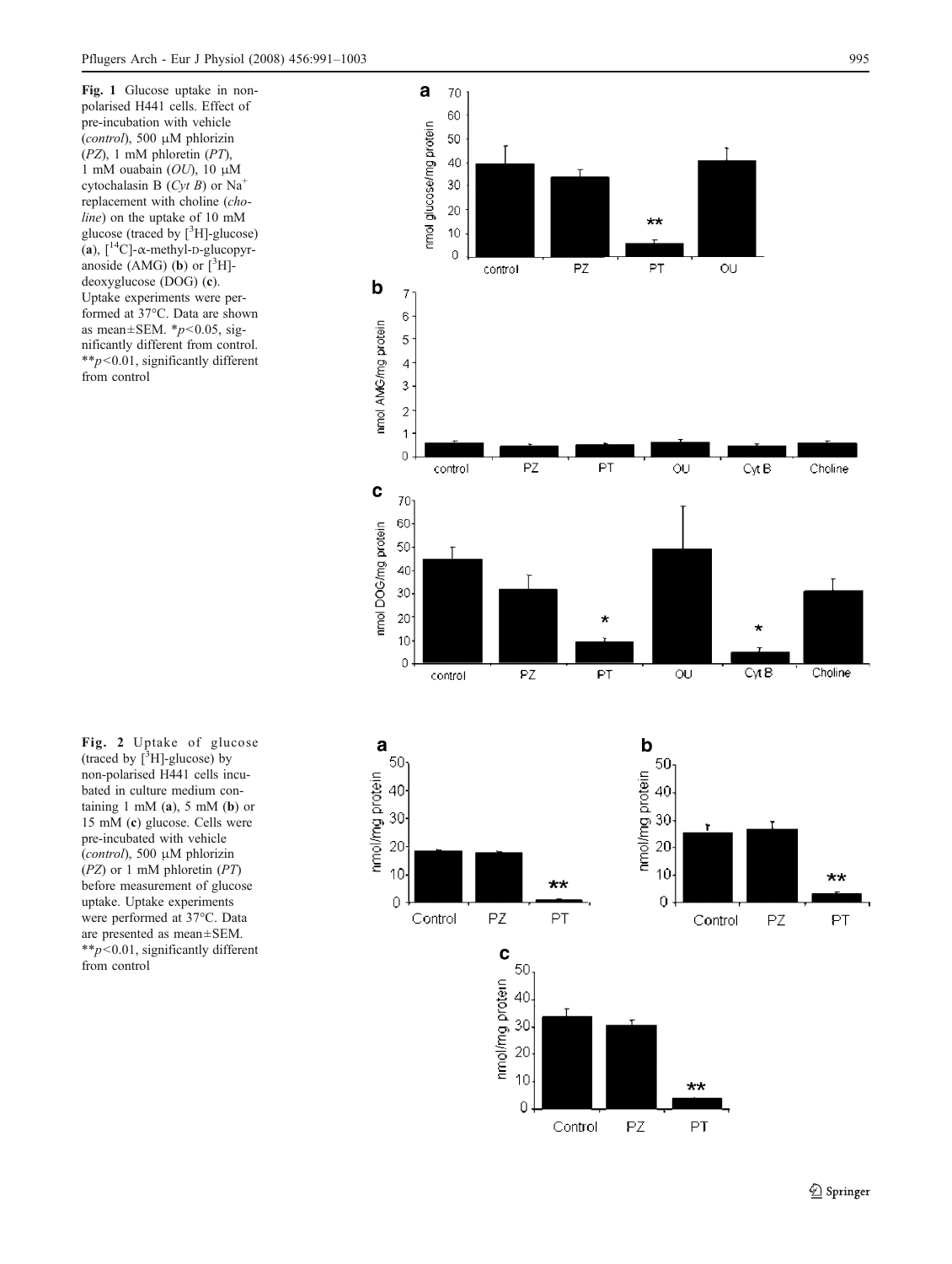**Fig. 1** Glucose uptake in non-polarised H441 cells. Effect of pre-incubation with vehicle (*control*), 500 μM phlorizin (*PZ*), 1 mM phloretin (*PT*), 1 mM ouabain (*OU*), 10 μM cytochalasin B (*Cyt B*) or $Na^+$ replacement with choline (*choline*) on the uptake of 10 mM glucose (traced by [$^3$H]-glucose) (**a**), [$^{14}$C]-α-methyl-D-glucopyranoside (AMG) (**b**) or [$^3$H]-deoxyglucose (DOG) (**c**). Uptake experiments were performed at 37°C. Data are shown as mean±SEM. *$p<0.05$, significantly different from control. **$p<0.01$, significantly different from control

**Fig. 2** Uptake of glucose (traced by [$^3$H]-glucose) by non-polarised H441 cells incubated in culture medium containing 1 mM (**a**), 5 mM (**b**) or 15 mM (**c**) glucose. Cells were pre-incubated with vehicle (*control*), 500 μM phlorizin (*PZ*) or 1 mM phloretin (*PT*) before measurement of glucose uptake. Uptake experiments were performed at 37°C. Data are presented as mean±SEM. **$p<0.01$, significantly different from control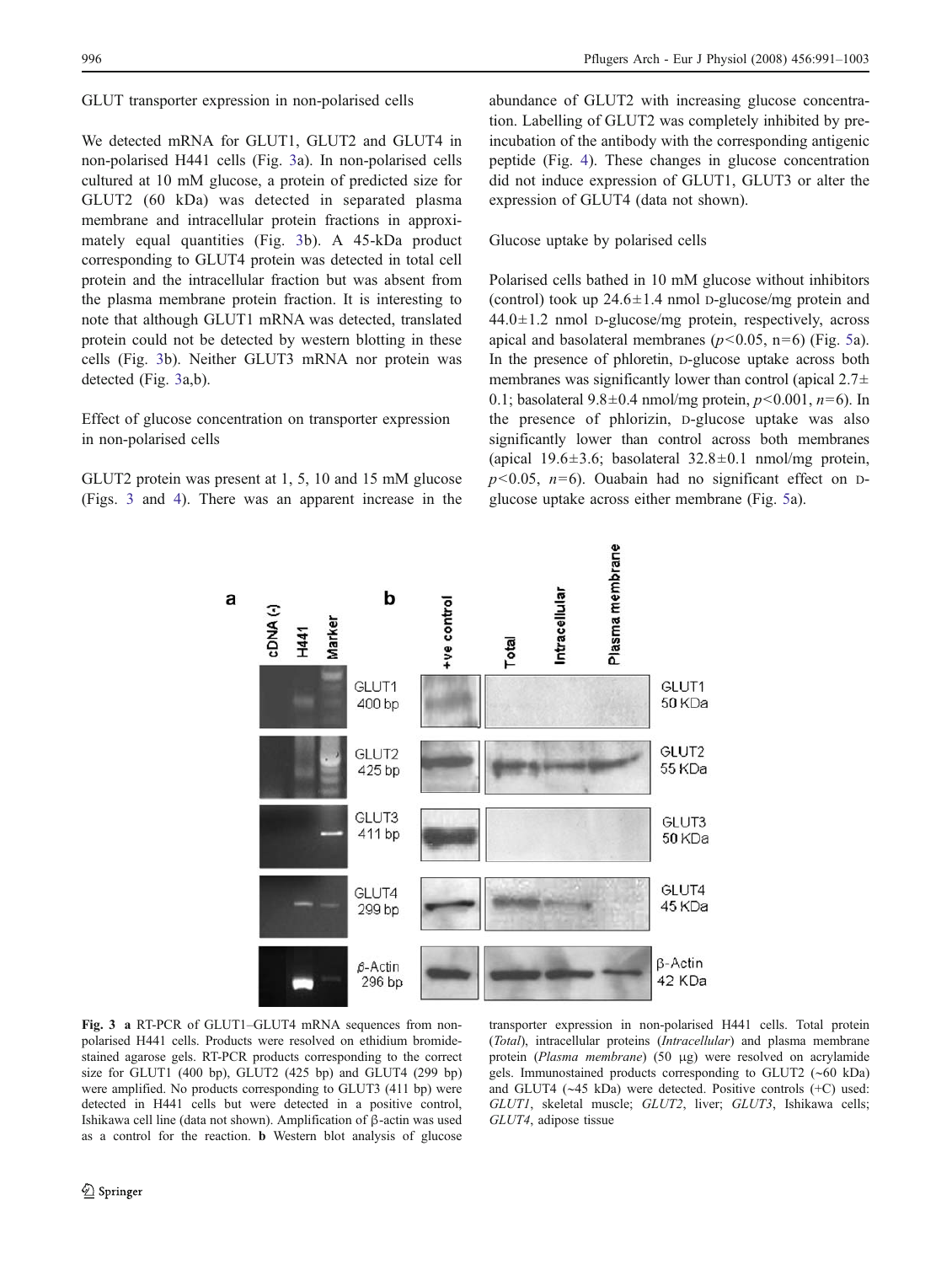GLUT transporter expression in non-polarised cells

We detected mRNA for GLUT1, GLUT2 and GLUT4 in non-polarised H441 cells (Fig. 3a). In non-polarised cells cultured at 10 mM glucose, a protein of predicted size for GLUT2 (60 kDa) was detected in separated plasma membrane and intracellular protein fractions in approximately equal quantities (Fig. 3b). A 45-kDa product corresponding to GLUT4 protein was detected in total cell protein and the intracellular fraction but was absent from the plasma membrane protein fraction. It is interesting to note that although GLUT1 mRNA was detected, translated protein could not be detected by western blotting in these cells (Fig. 3b). Neither GLUT3 mRNA nor protein was detected (Fig. 3a,b).

Effect of glucose concentration on transporter expression in non-polarised cells

GLUT2 protein was present at 1, 5, 10 and 15 mM glucose (Figs. 3 and 4). There was an apparent increase in the abundance of GLUT2 with increasing glucose concentration. Labelling of GLUT2 was completely inhibited by pre-incubation of the antibody with the corresponding antigenic peptide (Fig. 4). These changes in glucose concentration did not induce expression of GLUT1, GLUT3 or alter the expression of GLUT4 (data not shown).

Glucose uptake by polarised cells

Polarised cells bathed in 10 mM glucose without inhibitors (control) took up $24.6 \pm 1.4$ nmol D-glucose/mg protein and $44.0 \pm 1.2$ nmol D-glucose/mg protein, respectively, across apical and basolateral membranes ($p<0.05$, n=6) (Fig. 5a). In the presence of phloretin, D-glucose uptake across both membranes was significantly lower than control (apical $2.7 \pm 0.1$; basolateral $9.8 \pm 0.4$ nmol/mg protein, $p<0.001$, $n=6$). In the presence of phlorizin, D-glucose uptake was also significantly lower than control across both membranes (apical $19.6 \pm 3.6$; basolateral $32.8 \pm 0.1$ nmol/mg protein, $p<0.05$, $n=6$). Ouabain had no significant effect on D-glucose uptake across either membrane (Fig. 5a).

**Fig. 3** **a** RT-PCR of GLUT1–GLUT4 mRNA sequences from non-polarised H441 cells. Products were resolved on ethidium bromide-stained agarose gels. RT-PCR products corresponding to the correct size for GLUT1 (400 bp), GLUT2 (425 bp) and GLUT4 (299 bp) were amplified. No products corresponding to GLUT3 (411 bp) were detected in H441 cells but were detected in a positive control, Ishikawa cell line (data not shown). Amplification of β-actin was used as a control for the reaction. **b** Western blot analysis of glucose transporter expression in non-polarised H441 cells. Total protein (*Total*), intracellular proteins (*Intracellular*) and plasma membrane protein (*Plasma membrane*) (50 μg) were resolved on acrylamide gels. Immunostained products corresponding to GLUT2 (~60 kDa) and GLUT4 (~45 kDa) were detected. Positive controls (+C) used: *GLUT1*, skeletal muscle; *GLUT2*, liver; *GLUT3*, Ishikawa cells; *GLUT4*, adipose tissue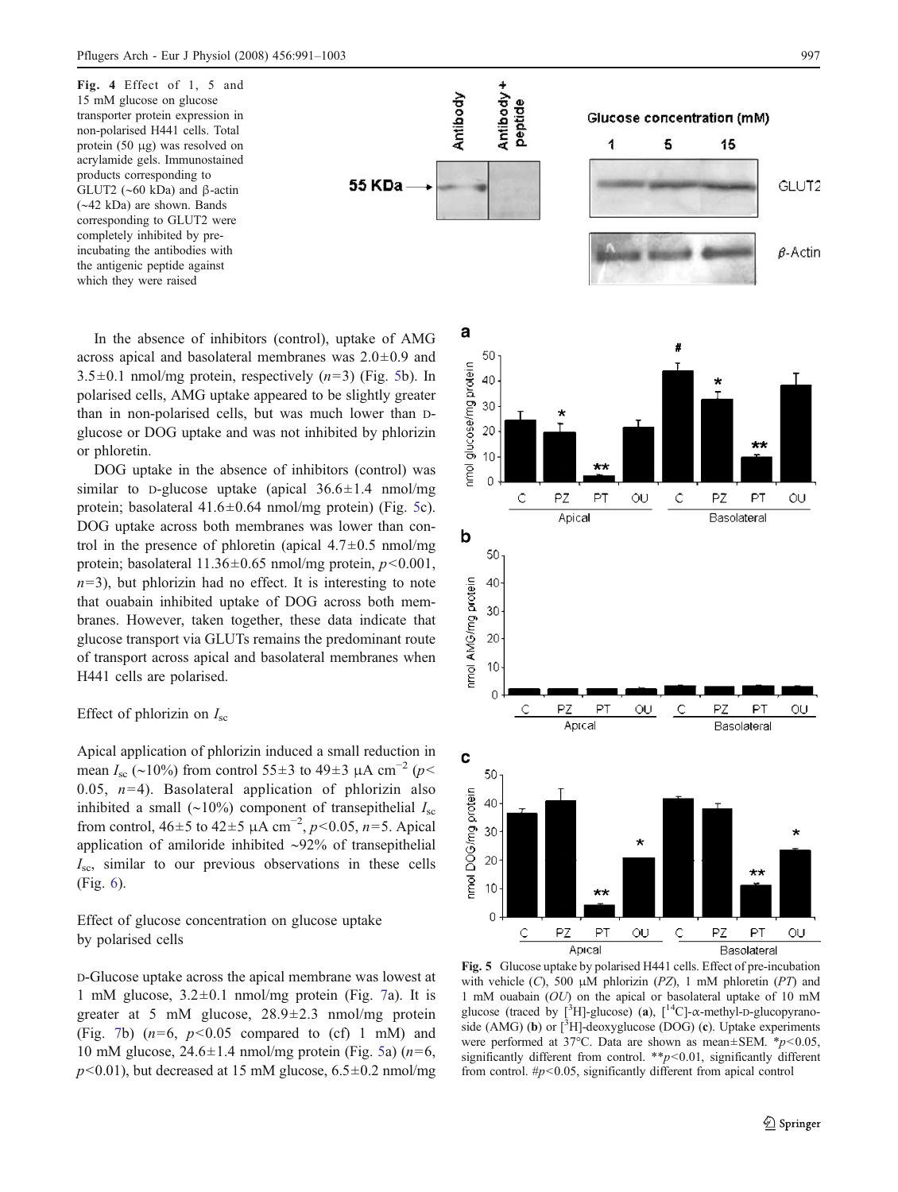**Fig. 4** Effect of 1, 5 and 15 mM glucose on glucose transporter protein expression in non-polarised H441 cells. Total protein (50 μg) was resolved on acrylamide gels. Immunostained products corresponding to GLUT2 (~60 kDa) and β-actin (~42 kDa) are shown. Bands corresponding to GLUT2 were completely inhibited by pre-incubating the antibodies with the antigenic peptide against which they were raised

In the absence of inhibitors (control), uptake of AMG across apical and basolateral membranes was 2.0±0.9 and 3.5±0.1 nmol/mg protein, respectively ($n$=3) (Fig. 5b). In polarised cells, AMG uptake appeared to be slightly greater than in non-polarised cells, but was much lower than D-glucose or DOG uptake and was not inhibited by phlorizin or phloretin.

DOG uptake in the absence of inhibitors (control) was similar to D-glucose uptake (apical 36.6±1.4 nmol/mg protein; basolateral 41.6±0.64 nmol/mg protein) (Fig. 5c). DOG uptake across both membranes was lower than control in the presence of phloretin (apical 4.7±0.5 nmol/mg protein; basolateral 11.36±0.65 nmol/mg protein, $p<0.001$, $n$=3), but phlorizin had no effect. It is interesting to note that ouabain inhibited uptake of DOG across both membranes. However, taken together, these data indicate that glucose transport via GLUTs remains the predominant route of transport across apical and basolateral membranes when H441 cells are polarised.

### Effect of phlorizin on $I_{sc}$

Apical application of phlorizin induced a small reduction in mean $I_{sc}$ (~10%) from control 55±3 to 49±3 μA cm$^{-2}$ ($p<0.05$, $n$=4). Basolateral application of phlorizin also inhibited a small (~10%) component of transepithelial $I_{sc}$ from control, 46±5 to 42±5 μA cm$^{-2}$, $p<0.05$, $n$=5. Apical application of amiloride inhibited ~92% of transepithelial $I_{sc}$, similar to our previous observations in these cells (Fig. 6).

### Effect of glucose concentration on glucose uptake by polarised cells

D-Glucose uptake across the apical membrane was lowest at 1 mM glucose, 3.2±0.1 nmol/mg protein (Fig. 7a). It is greater at 5 mM glucose, 28.9±2.3 nmol/mg protein (Fig. 7b) ($n$=6, $p<0.05$ compared to (cf) 1 mM) and 10 mM glucose, 24.6±1.4 nmol/mg protein (Fig. 5a) ($n$=6, $p<0.01$), but decreased at 15 mM glucose, 6.5±0.2 nmol/mg

**Fig. 5** Glucose uptake by polarised H441 cells. Effect of pre-incubation with vehicle ($C$), 500 μM phlorizin ($PZ$), 1 mM phloretin ($PT$) and 1 mM ouabain ($OU$) on the apical or basolateral uptake of 10 mM glucose (traced by [$^{3}$H]-glucose) (**a**), [$^{14}$C]-α-methyl-D-glucopyranoside (AMG) (**b**) or [$^{3}$H]-deoxyglucose (DOG) (**c**). Uptake experiments were performed at 37°C. Data are shown as mean±SEM. *$p<0.05$, significantly different from control. **$p<0.01$, significantly different from control. #$p<0.05$, significantly different from apical control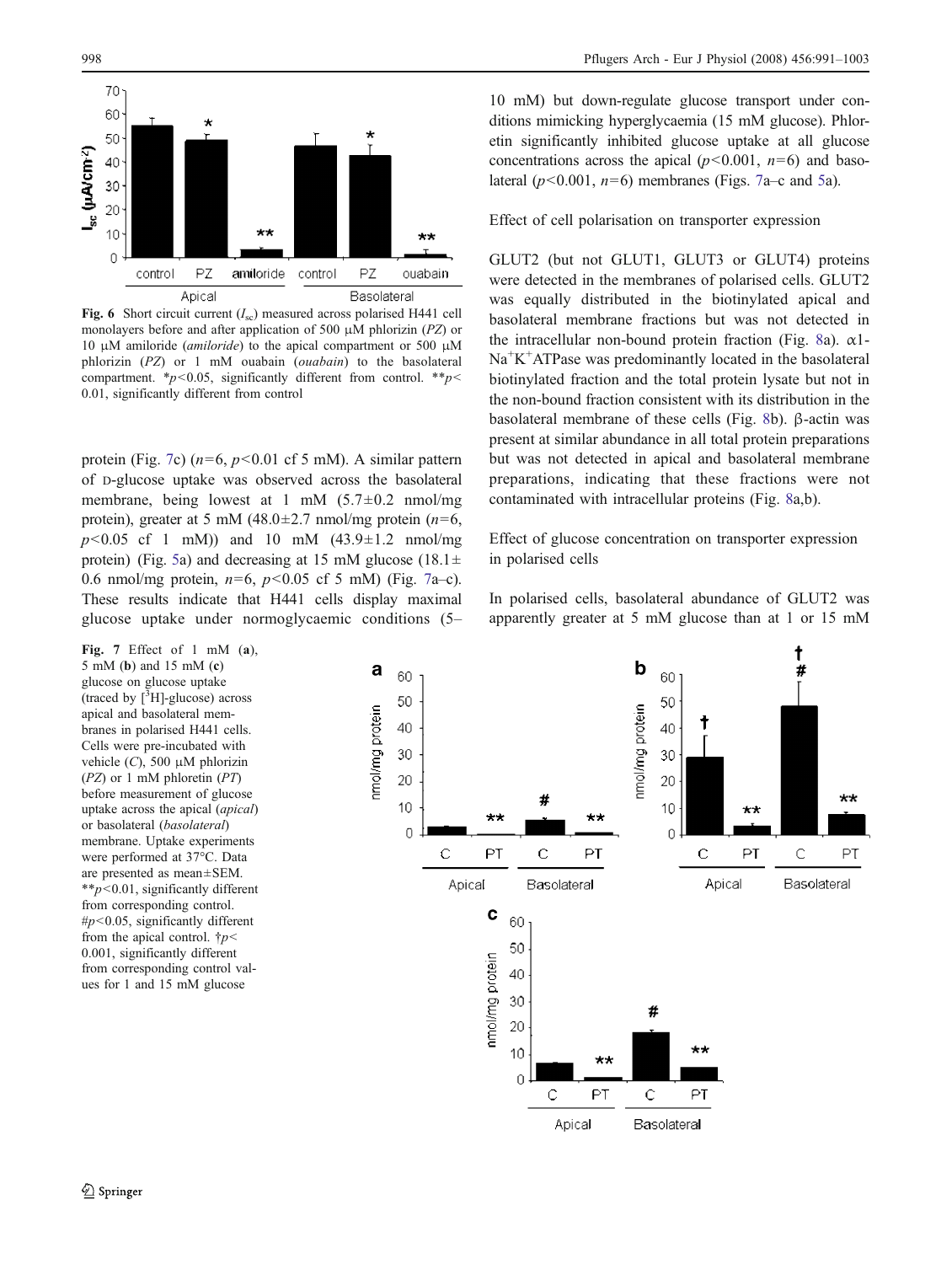Fig. 6 Short circuit current ($I_{sc}$) measured across polarised H441 cell monolayers before and after application of 500 μM phlorizin (*PZ*) or 10 μM amiloride (*amiloride*) to the apical compartment or 500 μM phlorizin (*PZ*) or 1 mM ouabain (*ouabain*) to the basolateral compartment. *$p<0.05$, significantly different from control. **$p<0.01$, significantly different from control

protein (Fig. 7c) ($n=6$, $p<0.01$ cf 5 mM). A similar pattern of D-glucose uptake was observed across the basolateral membrane, being lowest at 1 mM (5.7±0.2 nmol/mg protein), greater at 5 mM (48.0±2.7 nmol/mg protein ($n=6$, $p<0.05$ cf 1 mM)) and 10 mM (43.9±1.2 nmol/mg protein) (Fig. 5a) and decreasing at 15 mM glucose (18.1±0.6 nmol/mg protein, $n=6$, $p<0.05$ cf 5 mM) (Fig. 7a–c). These results indicate that H441 cells display maximal glucose uptake under normoglycaemic conditions (5–10 mM) but down-regulate glucose transport under conditions mimicking hyperglycaemia (15 mM glucose). Phloretin significantly inhibited glucose uptake at all glucose concentrations across the apical ($p<0.001$, $n=6$) and basolateral ($p<0.001$, $n=6$) membranes (Figs. 7a–c and 5a).

Effect of cell polarisation on transporter expression

GLUT2 (but not GLUT1, GLUT3 or GLUT4) proteins were detected in the membranes of polarised cells. GLUT2 was equally distributed in the biotinylated apical and basolateral membrane fractions but was not detected in the intracellular non-bound protein fraction (Fig. 8a). α1-$Na^{+}K^{+}$ATPase was predominantly located in the basolateral biotinylated fraction and the total protein lysate but not in the non-bound fraction consistent with its distribution in the basolateral membrane of these cells (Fig. 8b). β-actin was present at similar abundance in all total protein preparations but was not detected in apical and basolateral membrane preparations, indicating that these fractions were not contaminated with intracellular proteins (Fig. 8a,b).

Effect of glucose concentration on transporter expression in polarised cells

In polarised cells, basolateral abundance of GLUT2 was apparently greater at 5 mM glucose than at 1 or 15 mM

Fig. 7 Effect of 1 mM (**a**), 5 mM (**b**) and 15 mM (**c**) glucose on glucose uptake (traced by [$^{3}$H]-glucose) across apical and basolateral membranes in polarised H441 cells. Cells were pre-incubated with vehicle (*C*), 500 μM phlorizin (*PZ*) or 1 mM phloretin (*PT*) before measurement of glucose uptake across the apical (*apical*) or basolateral (*basolateral*) membrane. Uptake experiments were performed at 37°C. Data are presented as mean±SEM. **$p<0.01$, significantly different from corresponding control. #$p<0.05$, significantly different from the apical control. †$p<0.001$, significantly different from corresponding control values for 1 and 15 mM glucose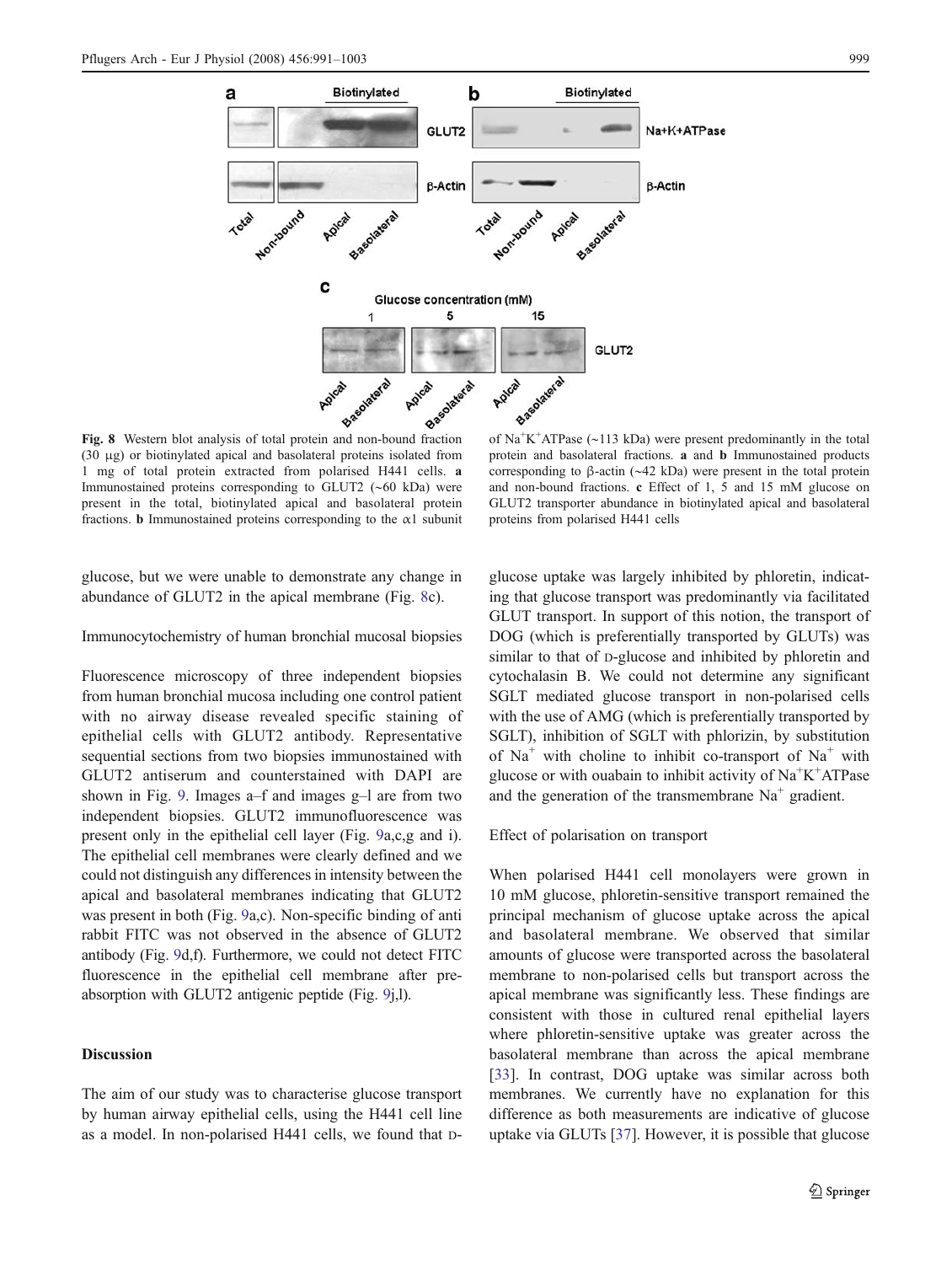**Fig. 8** Western blot analysis of total protein and non-bound fraction (30 μg) or biotinylated apical and basolateral proteins isolated from 1 mg of total protein extracted from polarised H441 cells. **a** Immunostained proteins corresponding to GLUT2 (~60 kDa) were present in the total, biotinylated apical and basolateral protein fractions. **b** Immunostained proteins corresponding to the α1 subunit of $Na^+K^+$ATPase (~113 kDa) were present predominantly in the total protein and basolateral fractions. **a** and **b** Immunostained products corresponding to β-actin (~42 kDa) were present in the total protein and non-bound fractions. **c** Effect of 1, 5 and 15 mM glucose on GLUT2 transporter abundance in biotinylated apical and basolateral proteins from polarised H441 cells

glucose, but we were unable to demonstrate any change in abundance of GLUT2 in the apical membrane (Fig. 8c).

### Immunocytochemistry of human bronchial mucosal biopsies

Fluorescence microscopy of three independent biopsies from human bronchial mucosa including one control patient with no airway disease revealed specific staining of epithelial cells with GLUT2 antibody. Representative sequential sections from two biopsies immunostained with GLUT2 antiserum and counterstained with DAPI are shown in Fig. 9. Images a–f and images g–l are from two independent biopsies. GLUT2 immunofluorescence was present only in the epithelial cell layer (Fig. 9a,c,g and i). The epithelial cell membranes were clearly defined and we could not distinguish any differences in intensity between the apical and basolateral membranes indicating that GLUT2 was present in both (Fig. 9a,c). Non-specific binding of anti rabbit FITC was not observed in the absence of GLUT2 antibody (Fig. 9d,f). Furthermore, we could not detect FITC fluorescence in the epithelial cell membrane after pre-absorption with GLUT2 antigenic peptide (Fig. 9j,l).

## Discussion

The aim of our study was to characterise glucose transport by human airway epithelial cells, using the H441 cell line as a model. In non-polarised H441 cells, we found that D-glucose uptake was largely inhibited by phloretin, indicating that glucose transport was predominantly via facilitated GLUT transport. In support of this notion, the transport of DOG (which is preferentially transported by GLUTs) was similar to that of D-glucose and inhibited by phloretin and cytochalasin B. We could not determine any significant SGLT mediated glucose transport in non-polarised cells with the use of AMG (which is preferentially transported by SGLT), inhibition of SGLT with phlorizin, by substitution of $Na^+$ with choline to inhibit co-transport of $Na^+$ with glucose or with ouabain to inhibit activity of $Na^+K^+$ATPase and the generation of the transmembrane $Na^+$ gradient.

### Effect of polarisation on transport

When polarised H441 cell monolayers were grown in 10 mM glucose, phloretin-sensitive transport remained the principal mechanism of glucose uptake across the apical and basolateral membrane. We observed that similar amounts of glucose were transported across the basolateral membrane to non-polarised cells but transport across the apical membrane was significantly less. These findings are consistent with those in cultured renal epithelial layers where phloretin-sensitive uptake was greater across the basolateral membrane than across the apical membrane [33]. In contrast, DOG uptake was similar across both membranes. We currently have no explanation for this difference as both measurements are indicative of glucose uptake via GLUTs [37]. However, it is possible that glucose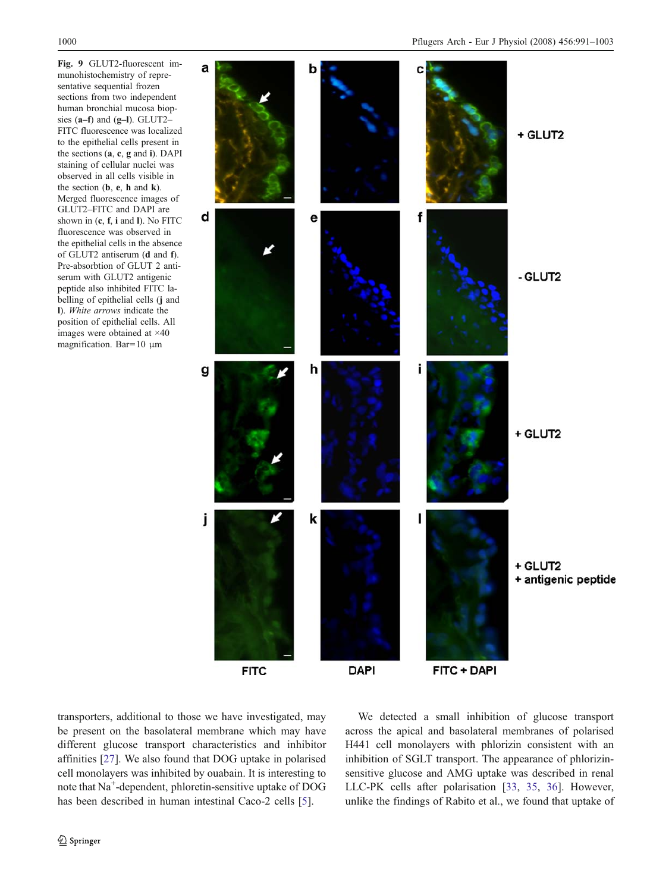**Fig. 9** GLUT2-fluorescent immunohistochemistry of representative sequential frozen sections from two independent human bronchial mucosa biopsies (**a–f**) and (**g–l**). GLUT2–FITC fluorescence was localized to the epithelial cells present in the sections (**a**, **c**, **g** and **i**). DAPI staining of cellular nuclei was observed in all cells visible in the section (**b**, **e**, **h** and **k**). Merged fluorescence images of GLUT2–FITC and DAPI are shown in (**c**, **f**, **i** and **l**). No FITC fluorescence was observed in the epithelial cells in the absence of GLUT2 antiserum (**d** and **f**). Pre-absorbtion of GLUT 2 antiserum with GLUT2 antigenic peptide also inhibited FITC labelling of epithelial cells (**j** and **l**). *White arrows* indicate the position of epithelial cells. All images were obtained at ×40 magnification. Bar=10 μm

transporters, additional to those we have investigated, may be present on the basolateral membrane which may have different glucose transport characteristics and inhibitor affinities [27]. We also found that DOG uptake in polarised cell monolayers was inhibited by ouabain. It is interesting to note that $Na^{+}$-dependent, phloretin-sensitive uptake of DOG has been described in human intestinal Caco-2 cells [5].

We detected a small inhibition of glucose transport across the apical and basolateral membranes of polarised H441 cell monolayers with phlorizin consistent with an inhibition of SGLT transport. The appearance of phlorizin-sensitive glucose and AMG uptake was described in renal LLC-PK cells after polarisation [33, 35, 36]. However, unlike the findings of Rabito et al., we found that uptake of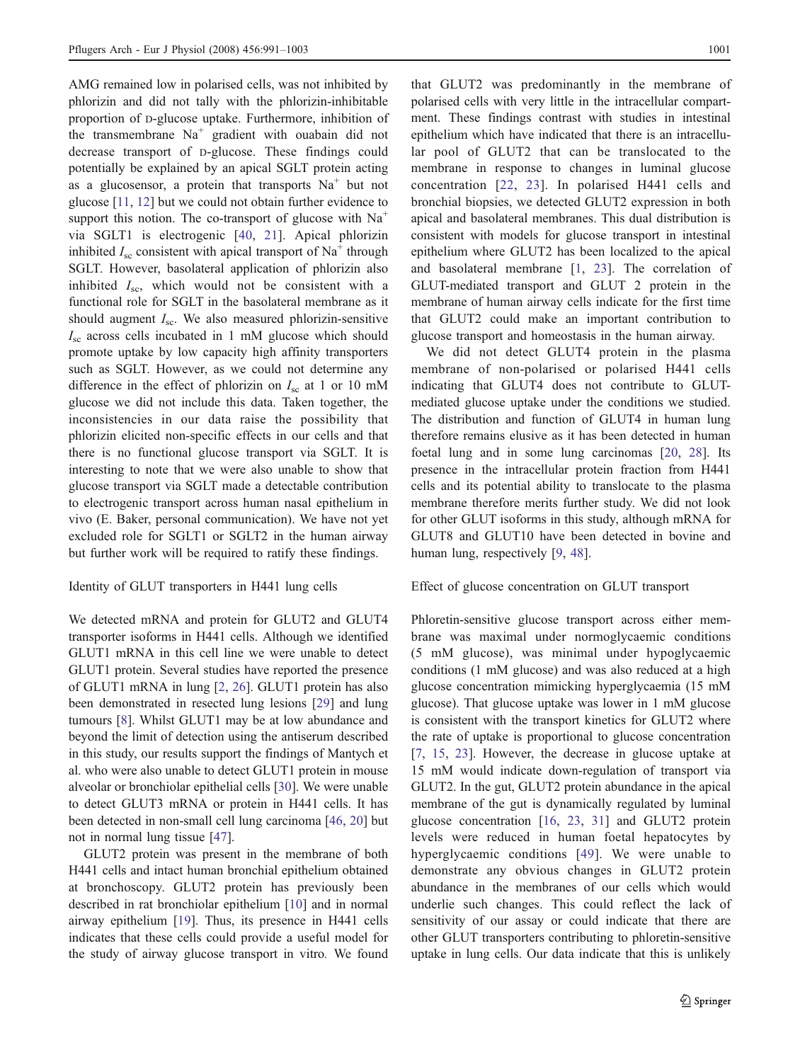AMG remained low in polarised cells, was not inhibited by phlorizin and did not tally with the phlorizin-inhibitable proportion of D-glucose uptake. Furthermore, inhibition of the transmembrane $Na^+$ gradient with ouabain did not decrease transport of D-glucose. These findings could potentially be explained by an apical SGLT protein acting as a glucosensor, a protein that transports $Na^+$ but not glucose [11, 12] but we could not obtain further evidence to support this notion. The co-transport of glucose with $Na^+$ via SGLT1 is electrogenic [40, 21]. Apical phlorizin inhibited $I_{sc}$ consistent with apical transport of $Na^+$ through SGLT. However, basolateral application of phlorizin also inhibited $I_{sc}$, which would not be consistent with a functional role for SGLT in the basolateral membrane as it should augment $I_{sc}$. We also measured phlorizin-sensitive $I_{sc}$ across cells incubated in 1 mM glucose which should promote uptake by low capacity high affinity transporters such as SGLT. However, as we could not determine any difference in the effect of phlorizin on $I_{sc}$ at 1 or 10 mM glucose we did not include this data. Taken together, the inconsistencies in our data raise the possibility that phlorizin elicited non-specific effects in our cells and that there is no functional glucose transport via SGLT. It is interesting to note that we were also unable to show that glucose transport via SGLT made a detectable contribution to electrogenic transport across human nasal epithelium in vivo (E. Baker, personal communication). We have not yet excluded role for SGLT1 or SGLT2 in the human airway but further work will be required to ratify these findings.

Identity of GLUT transporters in H441 lung cells

We detected mRNA and protein for GLUT2 and GLUT4 transporter isoforms in H441 cells. Although we identified GLUT1 mRNA in this cell line we were unable to detect GLUT1 protein. Several studies have reported the presence of GLUT1 mRNA in lung [2, 26]. GLUT1 protein has also been demonstrated in resected lung lesions [29] and lung tumours [8]. Whilst GLUT1 may be at low abundance and beyond the limit of detection using the antiserum described in this study, our results support the findings of Mantych et al. who were also unable to detect GLUT1 protein in mouse alveolar or bronchiolar epithelial cells [30]. We were unable to detect GLUT3 mRNA or protein in H441 cells. It has been detected in non-small cell lung carcinoma [46, 20] but not in normal lung tissue [47].

GLUT2 protein was present in the membrane of both H441 cells and intact human bronchial epithelium obtained at bronchoscopy. GLUT2 protein has previously been described in rat bronchiolar epithelium [10] and in normal airway epithelium [19]. Thus, its presence in H441 cells indicates that these cells could provide a useful model for the study of airway glucose transport in vitro. We found that GLUT2 was predominantly in the membrane of polarised cells with very little in the intracellular compartment. These findings contrast with studies in intestinal epithelium which have indicated that there is an intracellular pool of GLUT2 that can be translocated to the membrane in response to changes in luminal glucose concentration [22, 23]. In polarised H441 cells and bronchial biopsies, we detected GLUT2 expression in both apical and basolateral membranes. This dual distribution is consistent with models for glucose transport in intestinal epithelium where GLUT2 has been localized to the apical and basolateral membrane [1, 23]. The correlation of GLUT-mediated transport and GLUT 2 protein in the membrane of human airway cells indicate for the first time that GLUT2 could make an important contribution to glucose transport and homeostasis in the human airway.

We did not detect GLUT4 protein in the plasma membrane of non-polarised or polarised H441 cells indicating that GLUT4 does not contribute to GLUT-mediated glucose uptake under the conditions we studied. The distribution and function of GLUT4 in human lung therefore remains elusive as it has been detected in human foetal lung and in some lung carcinomas [20, 28]. Its presence in the intracellular protein fraction from H441 cells and its potential ability to translocate to the plasma membrane therefore merits further study. We did not look for other GLUT isoforms in this study, although mRNA for GLUT8 and GLUT10 have been detected in bovine and human lung, respectively [9, 48].

Effect of glucose concentration on GLUT transport

Phloretin-sensitive glucose transport across either membrane was maximal under normoglycaemic conditions (5 mM glucose), was minimal under hypoglycaemic conditions (1 mM glucose) and was also reduced at a high glucose concentration mimicking hyperglycaemia (15 mM glucose). That glucose uptake was lower in 1 mM glucose is consistent with the transport kinetics for GLUT2 where the rate of uptake is proportional to glucose concentration [7, 15, 23]. However, the decrease in glucose uptake at 15 mM would indicate down-regulation of transport via GLUT2. In the gut, GLUT2 protein abundance in the apical membrane of the gut is dynamically regulated by luminal glucose concentration [16, 23, 31] and GLUT2 protein levels were reduced in human foetal hepatocytes by hyperglycaemic conditions [49]. We were unable to demonstrate any obvious changes in GLUT2 protein abundance in the membranes of our cells which would underlie such changes. This could reflect the lack of sensitivity of our assay or could indicate that there are other GLUT transporters contributing to phloretin-sensitive uptake in lung cells. Our data indicate that this is unlikely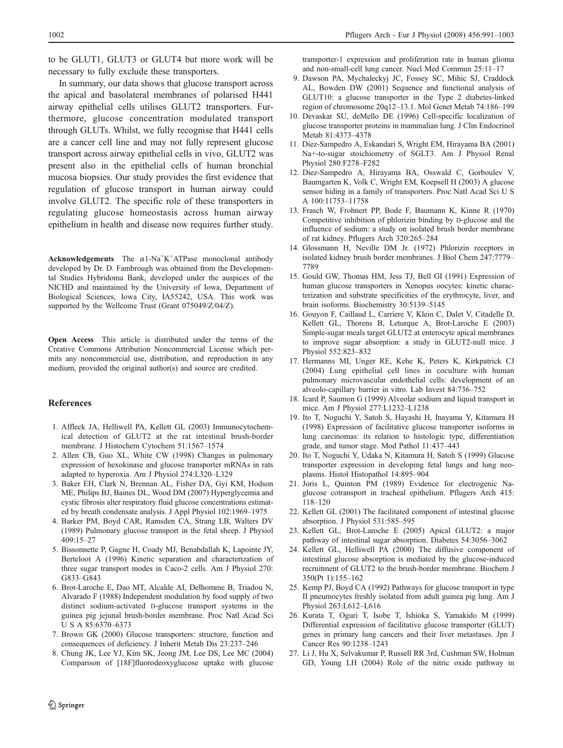to be GLUT1, GLUT3 or GLUT4 but more work will be necessary to fully exclude these transporters.

In summary, our data shows that glucose transport across the apical and basolateral membranes of polarised H441 airway epithelial cells utilises GLUT2 transporters. Furthermore, glucose concentration modulated transport through GLUTs. Whilst, we fully recognise that H441 cells are a cancer cell line and may not fully represent glucose transport across airway epithelial cells in vivo, GLUT2 was present also in the epithelial cells of human bronchial mucosa biopsies. Our study provides the first evidence that regulation of glucose transport in human airway could involve GLUT2. The specific role of these transporters in regulating glucose homeostasis across human airway epithelium in health and disease now requires further study.

**Acknowledgements** The $\alpha$1-$Na^{+}K^{+}$ATPase monoclonal antibody developed by Dr. D. Fambrough was obtained from the Developmental Studies Hybridoma Bank, developed under the auspices of the NICHD and maintained by the University of Iowa, Department of Biological Sciences, Iowa City, IA55242, USA. This work was supported by the Wellcome Trust (Grant 075049/Z/04/Z).

**Open Access** This article is distributed under the terms of the Creative Commons Attribution Noncommercial License which permits any noncommercial use, distribution, and reproduction in any medium, provided the original author(s) and source are credited.

## References

1. Affleck JA, Helliwell PA, Kellett GL (2003) Immunocytochemical detection of GLUT2 at the rat intestinal brush-border membrane. J Histochem Cytochem 51:1567–1574
2. Allen CB, Guo XL, White CW (1998) Changes in pulmonary expression of hexokinase and glucose transporter mRNAs in rats adapted to hyperoxia. Am J Physiol 274:L320–L329
3. Baker EH, Clark N, Brennan AL, Fisher DA, Gyi KM, Hodson ME, Philips BJ, Baines DL, Wood DM (2007) Hyperglycemia and cystic fibrosis alter respiratory fluid glucose concentrations estimated by breath condensate analysis. J Appl Physiol 102:1969–1975
4. Barker PM, Boyd CAR, Ramsden CA, Strang LB, Walters DV (1989) Pulmonary glucose transport in the fetal sheep. J Physiol 409:15–27
5. Bissonnette P, Gagne H, Coady MJ, Benabdallah K, Lapointe JY, Berteloot A (1996) Kinetic separation and characterization of three sugar transport modes in Caco-2 cells. Am J Physiol 270: G833–G843
6. Brot-Laroche E, Dao MT, Alcalde AI, Delhomme B, Triadou N, Alvarado F (1988) Independent modulation by food supply of two distinct sodium-activated D-glucose transport systems in the guinea pig jejunal brush-border membrane. Proc Natl Acad Sci U S A 85:6370–6373
7. Brown GK (2000) Glucose transporters: structure, function and consequences of deficiency. J Inherit Metab Dis 23:237–246
8. Chung JK, Lee YJ, Kim SK, Jeong JM, Lee DS, Lee MC (2004) Comparison of [18F]fluorodeoxyglucose uptake with glucose transporter-1 expression and proliferation rate in human glioma and non-small-cell lung cancer. Nucl Med Commun 25:11–17
9. Dawson PA, Mychaleckyj JC, Fossey SC, Mihic SJ, Craddock AL, Bowden DW (2001) Sequence and functional analysis of GLUT10: a glucose transporter in the Type 2 diabetes-linked region of chromosome 20q12–13.1. Mol Genet Metab 74:186–199
10. Devaskar SU, deMello DE (1996) Cell-specific localization of glucose transporter proteins in mammalian lung. J Clin Endocrinol Metab 81:4373–4378
11. Diez-Sampedro A, Eskandari S, Wright EM, Hirayama BA (2001) Na+-to-sugar stoichiometry of SGLT3. Am J Physiol Renal Physiol 280:F278–F282
12. Diez-Sampedro A, Hirayama BA, Osswald C, Gorboulev V, Baumgarten K, Volk C, Wright EM, Koepsell H (2003) A glucose sensor hiding in a family of transporters. Proc Natl Acad Sci U S A 100:11753–11758
13. Frasch W, Frohnert PP, Bode F, Baumann K, Kinne R (1970) Competitive inhibition of phlorizin binding by D-glucose and the influence of sodium: a study on isolated brush border membrane of rat kidney. Pflugers Arch 320:265–284
14. Glossmann H, Neville DM Jr. (1972) Phlorizin receptors in isolated kidney brush border membranes. J Biol Chem 247:7779–7789
15. Gould GW, Thomas HM, Jess TJ, Bell GI (1991) Expression of human glucose transporters in Xenopus oocytes: kinetic characterization and substrate specificities of the erythrocyte, liver, and brain isoforms. Biochemistry 30:5139–5145
16. Gouyon F, Caillaud L, Carriere V, Klein C, Dalet V, Citadelle D, Kellett GL, Thorens B, Leturque A, Brot-Laroche E (2003) Simple-sugar meals target GLUT2 at enterocyte apical membranes to improve sugar absorption: a study in GLUT2-null mice. J Physiol 552:823–832
17. Hermanns MI, Unger RE, Kehe K, Peters K, Kirkpatrick CJ (2004) Lung epithelial cell lines in coculture with human pulmonary microvascular endothelial cells: development of an alveolo-capillary barrier in vitro. Lab Invest 84:736–752
18. Icard P, Saumon G (1999) Alveolar sodium and liquid transport in mice. Am J Physiol 277:L1232–L1238
19. Ito T, Noguchi Y, Satoh S, Hayashi H, Inayama Y, Kitamura H (1998) Expression of facilitative glucose transporter isoforms in lung carcinomas: its relation to histologic type, differentiation grade, and tumor stage. Mod Pathol 11:437–443
20. Ito T, Noguchi Y, Udaka N, Kitamura H, Satoh S (1999) Glucose transporter expression in developing fetal lungs and lung neoplasms. Histol Histopathol 14:895–904
21. Joris L, Quinton PM (1989) Evidence for electrogenic Na-glucose cotransport in tracheal epithelium. Pflugers Arch 415: 118–120
22. Kellett GL (2001) The facilitated component of intestinal glucose absorption. J Physiol 531:585–595
23. Kellett GL, Brot-Laroche E (2005) Apical GLUT2: a major pathway of intestinal sugar absorption. Diabetes 54:3056–3062
24. Kellett GL, Helliwell PA (2000) The diffusive component of intestinal glucose absorption is mediated by the glucose-induced recruitment of GLUT2 to the brush-border membrane. Biochem J 350(Pt 1):155–162
25. Kemp PJ, Boyd CA (1992) Pathways for glucose transport in type II pneumocytes freshly isolated from adult guinea pig lung. Am J Physiol 263:L612–L616
26. Kurata T, Oguri T, Isobe T, Ishioka S, Yamakido M (1999) Differential expression of facilitative glucose transporter (GLUT) genes in primary lung cancers and their liver metastases. Jpn J Cancer Res 90:1238–1243
27. Li J, Hu X, Selvakumar P, Russell RR 3rd, Cushman SW, Holman GD, Young LH (2004) Role of the nitric oxide pathway in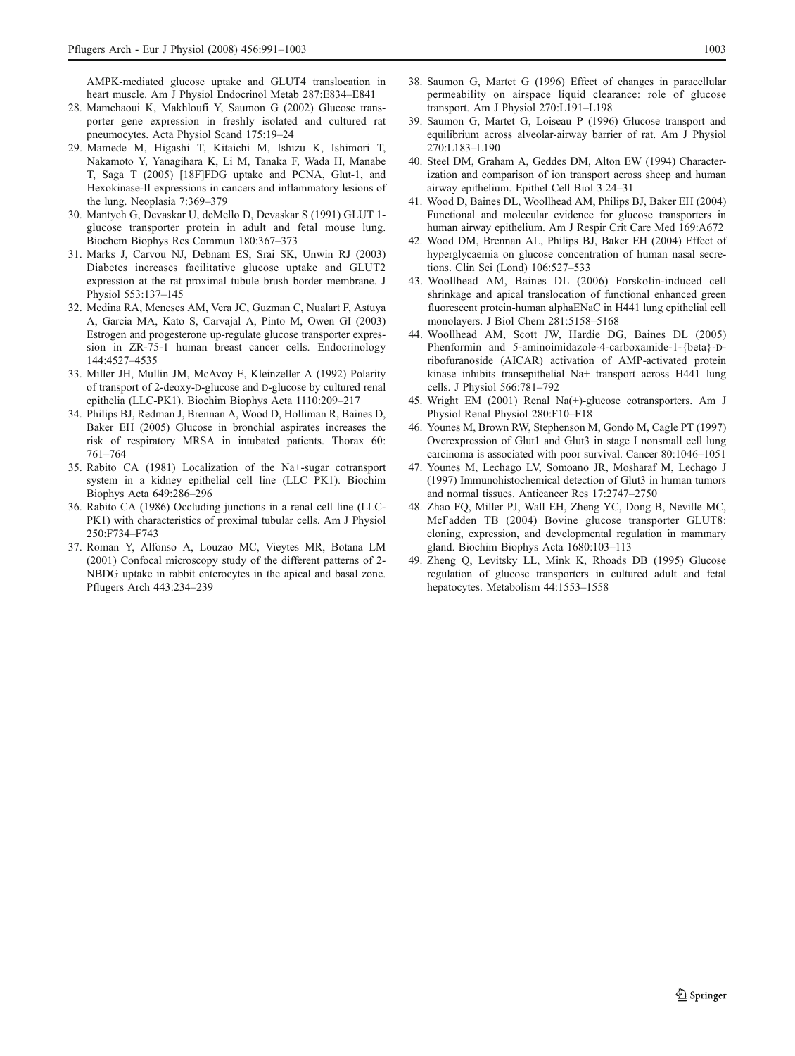AMPK-mediated glucose uptake and GLUT4 translocation in heart muscle. Am J Physiol Endocrinol Metab 287:E834–E841

28. Mamchaoui K, Makhloufi Y, Saumon G (2002) Glucose transporter gene expression in freshly isolated and cultured rat pneumocytes. Acta Physiol Scand 175:19–24
29. Mamede M, Higashi T, Kitaichi M, Ishizu K, Ishimori T, Nakamoto Y, Yanagihara K, Li M, Tanaka F, Wada H, Manabe T, Saga T (2005) [18F]FDG uptake and PCNA, Glut-1, and Hexokinase-II expressions in cancers and inflammatory lesions of the lung. Neoplasia 7:369–379
30. Mantych G, Devaskar U, deMello D, Devaskar S (1991) GLUT 1-glucose transporter protein in adult and fetal mouse lung. Biochem Biophys Res Commun 180:367–373
31. Marks J, Carvou NJ, Debnam ES, Srai SK, Unwin RJ (2003) Diabetes increases facilitative glucose uptake and GLUT2 expression at the rat proximal tubule brush border membrane. J Physiol 553:137–145
32. Medina RA, Meneses AM, Vera JC, Guzman C, Nualart F, Astuya A, Garcia MA, Kato S, Carvajal A, Pinto M, Owen GI (2003) Estrogen and progesterone up-regulate glucose transporter expression in ZR-75-1 human breast cancer cells. Endocrinology 144:4527–4535
33. Miller JH, Mullin JM, McAvoy E, Kleinzeller A (1992) Polarity of transport of 2-deoxy-D-glucose and D-glucose by cultured renal epithelia (LLC-PK1). Biochim Biophys Acta 1110:209–217
34. Philips BJ, Redman J, Brennan A, Wood D, Holliman R, Baines D, Baker EH (2005) Glucose in bronchial aspirates increases the risk of respiratory MRSA in intubated patients. Thorax 60: 761–764
35. Rabito CA (1981) Localization of the Na+-sugar cotransport system in a kidney epithelial cell line (LLC PK1). Biochim Biophys Acta 649:286–296
36. Rabito CA (1986) Occluding junctions in a renal cell line (LLC-PK1) with characteristics of proximal tubular cells. Am J Physiol 250:F734–F743
37. Roman Y, Alfonso A, Louzao MC, Vieytes MR, Botana LM (2001) Confocal microscopy study of the different patterns of 2-NBDG uptake in rabbit enterocytes in the apical and basal zone. Pflugers Arch 443:234–239
38. Saumon G, Martet G (1996) Effect of changes in paracellular permeability on airspace liquid clearance: role of glucose transport. Am J Physiol 270:L191–L198
39. Saumon G, Martet G, Loiseau P (1996) Glucose transport and equilibrium across alveolar-airway barrier of rat. Am J Physiol 270:L183–L190
40. Steel DM, Graham A, Geddes DM, Alton EW (1994) Characterization and comparison of ion transport across sheep and human airway epithelium. Epithel Cell Biol 3:24–31
41. Wood D, Baines DL, Woollhead AM, Philips BJ, Baker EH (2004) Functional and molecular evidence for glucose transporters in human airway epithelium. Am J Respir Crit Care Med 169:A672
42. Wood DM, Brennan AL, Philips BJ, Baker EH (2004) Effect of hyperglycaemia on glucose concentration of human nasal secretions. Clin Sci (Lond) 106:527–533
43. Woollhead AM, Baines DL (2006) Forskolin-induced cell shrinkage and apical translocation of functional enhanced green fluorescent protein-human alphaENaC in H441 lung epithelial cell monolayers. J Biol Chem 281:5158–5168
44. Woollhead AM, Scott JW, Hardie DG, Baines DL (2005) Phenformin and 5-aminoimidazole-4-carboxamide-1-{beta}-D-ribofuranoside (AICAR) activation of AMP-activated protein kinase inhibits transepithelial Na+ transport across H441 lung cells. J Physiol 566:781–792
45. Wright EM (2001) Renal Na(+)-glucose cotransporters. Am J Physiol Renal Physiol 280:F10–F18
46. Younes M, Brown RW, Stephenson M, Gondo M, Cagle PT (1997) Overexpression of Glut1 and Glut3 in stage I nonsmall cell lung carcinoma is associated with poor survival. Cancer 80:1046–1051
47. Younes M, Lechago LV, Somoano JR, Mosharaf M, Lechago J (1997) Immunohistochemical detection of Glut3 in human tumors and normal tissues. Anticancer Res 17:2747–2750
48. Zhao FQ, Miller PJ, Wall EH, Zheng YC, Dong B, Neville MC, McFadden TB (2004) Bovine glucose transporter GLUT8: cloning, expression, and developmental regulation in mammary gland. Biochim Biophys Acta 1680:103–113
49. Zheng Q, Levitsky LL, Mink K, Rhoads DB (1995) Glucose regulation of glucose transporters in cultured adult and fetal hepatocytes. Metabolism 44:1553–1558